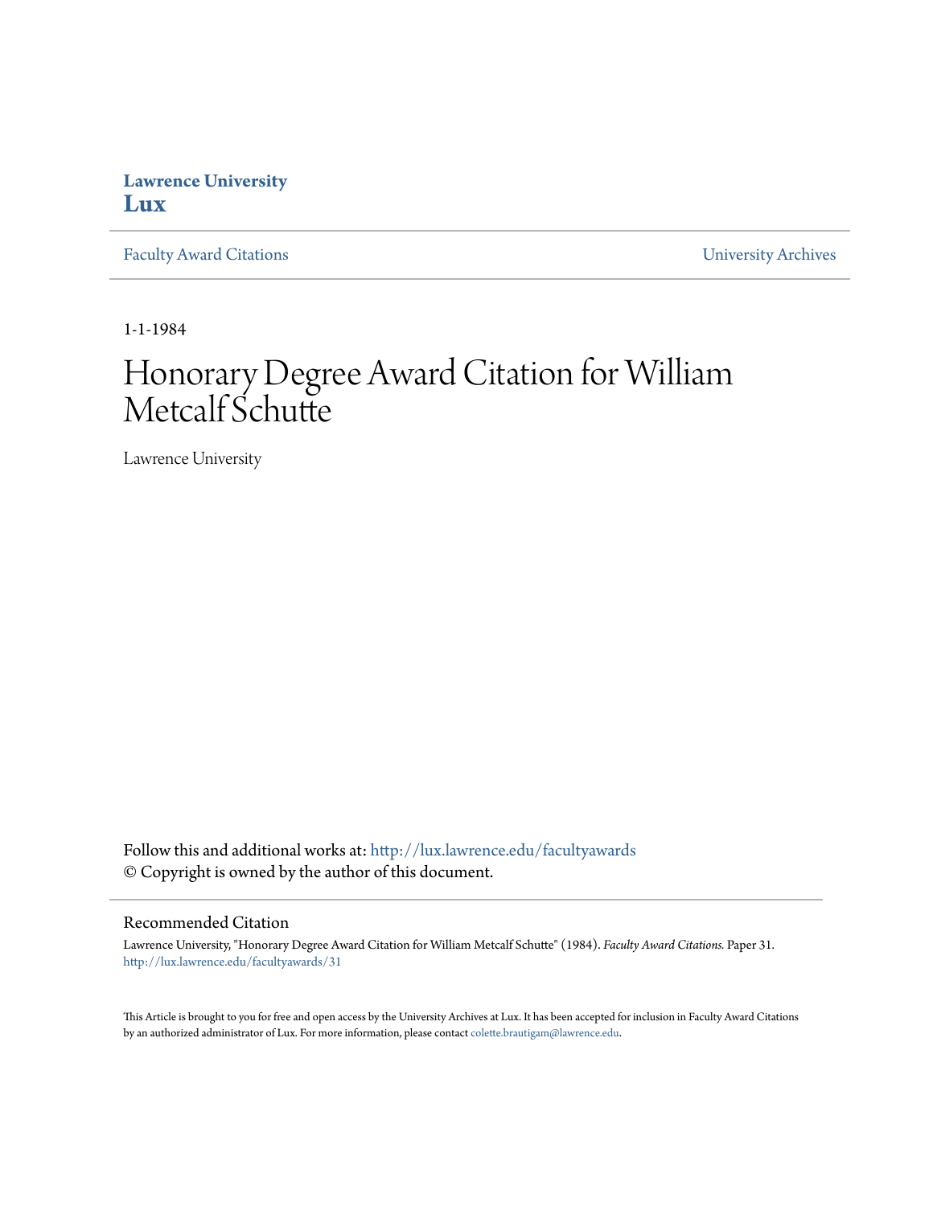**Lawrence University**
**Lux**

Faculty Award Citations | University Archives

1-1-1984

# Honorary Degree Award Citation for William Metcalf Schutte

Lawrence University

Follow this and additional works at: http://lux.lawrence.edu/facultyawards
© Copyright is owned by the author of this document.

## Recommended Citation

Lawrence University, "Honorary Degree Award Citation for William Metcalf Schutte" (1984). *Faculty Award Citations.* Paper 31.
http://lux.lawrence.edu/facultyawards/31

This Article is brought to you for free and open access by the University Archives at Lux. It has been accepted for inclusion in Faculty Award Citations by an authorized administrator of Lux. For more information, please contact colette.brautigam@lawrence.edu.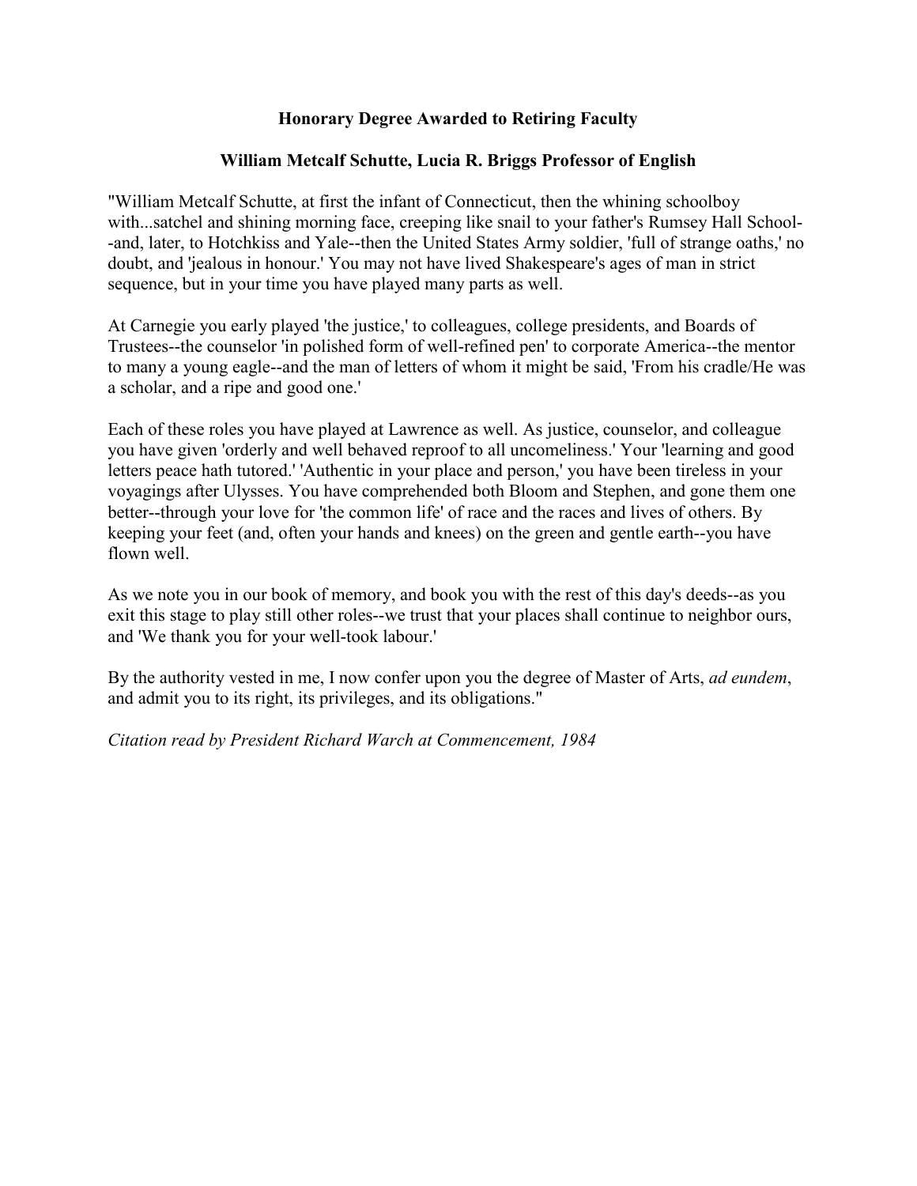**Honorary Degree Awarded to Retiring Faculty**

**William Metcalf Schutte, Lucia R. Briggs Professor of English**

"William Metcalf Schutte, at first the infant of Connecticut, then the whining schoolboy with...satchel and shining morning face, creeping like snail to your father's Rumsey Hall School--and, later, to Hotchkiss and Yale--then the United States Army soldier, 'full of strange oaths,' no doubt, and 'jealous in honour.' You may not have lived Shakespeare's ages of man in strict sequence, but in your time you have played many parts as well.

At Carnegie you early played 'the justice,' to colleagues, college presidents, and Boards of Trustees--the counselor 'in polished form of well-refined pen' to corporate America--the mentor to many a young eagle--and the man of letters of whom it might be said, 'From his cradle/He was a scholar, and a ripe and good one.'

Each of these roles you have played at Lawrence as well. As justice, counselor, and colleague you have given 'orderly and well behaved reproof to all uncomeliness.' Your 'learning and good letters peace hath tutored.' 'Authentic in your place and person,' you have been tireless in your voyagings after Ulysses. You have comprehended both Bloom and Stephen, and gone them one better--through your love for 'the common life' of race and the races and lives of others. By keeping your feet (and, often your hands and knees) on the green and gentle earth--you have flown well.

As we note you in our book of memory, and book you with the rest of this day's deeds--as you exit this stage to play still other roles--we trust that your places shall continue to neighbor ours, and 'We thank you for your well-took labour.'

By the authority vested in me, I now confer upon you the degree of Master of Arts, *ad eundem*, and admit you to its right, its privileges, and its obligations."

*Citation read by President Richard Warch at Commencement, 1984*